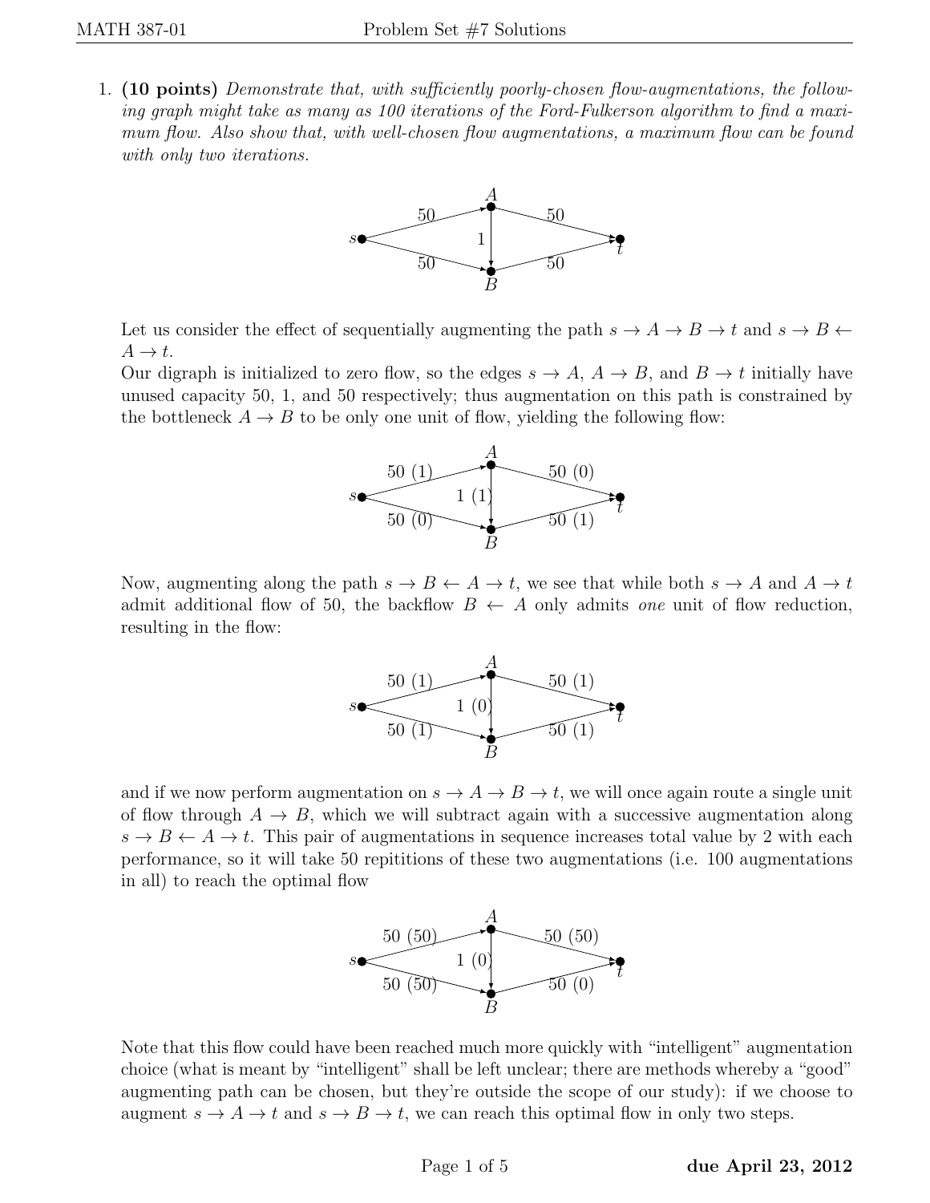1. **(10 points)** *Demonstrate that, with sufficiently poorly-chosen flow-augmentations, the following graph might take as many as 100 iterations of the Ford-Fulkerson algorithm to find a maximum flow. Also show that, with well-chosen flow augmentations, a maximum flow can be found with only two iterations.*

   Let us consider the effect of sequentially augmenting the path $s \to A \to B \to t$ and $s \to B \leftarrow A \to t$.

   Our digraph is initialized to zero flow, so the edges $s \to A$, $A \to B$, and $B \to t$ initially have unused capacity 50, 1, and 50 respectively; thus augmentation on this path is constrained by the bottleneck $A \to B$ to be only one unit of flow, yielding the following flow:

   Now, augmenting along the path $s \to B \leftarrow A \to t$, we see that while both $s \to A$ and $A \to t$ admit additional flow of 50, the backflow $B \leftarrow A$ only admits *one* unit of flow reduction, resulting in the flow:

   and if we now perform augmentation on $s \to A \to B \to t$, we will once again route a single unit of flow through $A \to B$, which we will subtract again with a successive augmentation along $s \to B \leftarrow A \to t$. This pair of augmentations in sequence increases total value by 2 with each performance, so it will take 50 repititions of these two augmentations (i.e. 100 augmentations in all) to reach the optimal flow

   Note that this flow could have been reached much more quickly with "intelligent" augmentation choice (what is meant by "intelligent" shall be left unclear; there are methods whereby a "good" augmenting path can be chosen, but they're outside the scope of our study): if we choose to augment $s \to A \to t$ and $s \to B \to t$, we can reach this optimal flow in only two steps.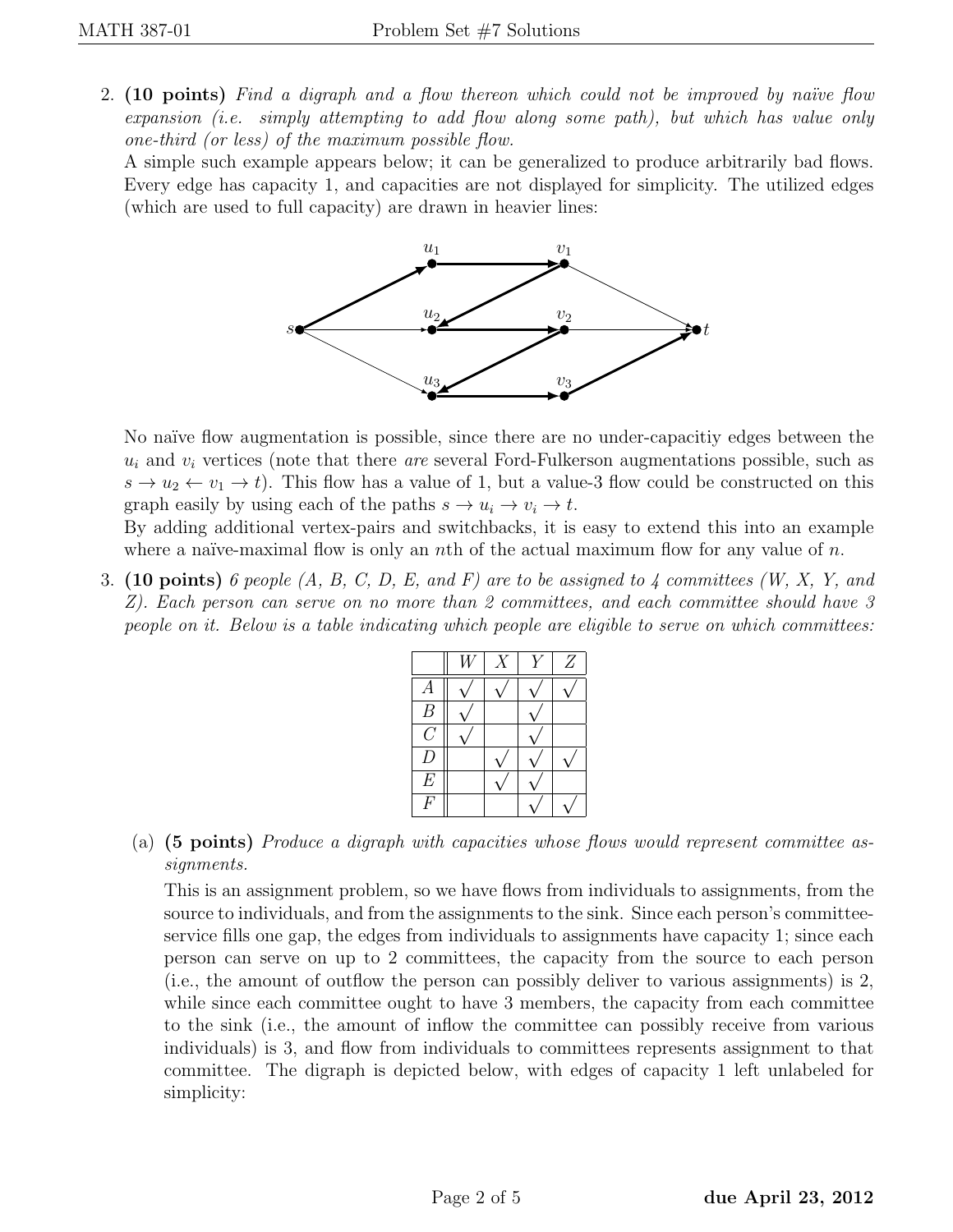2. **(10 points)** *Find a digraph and a flow thereon which could not be improved by naïve flow expansion (i.e. simply attempting to add flow along some path), but which has value only one-third (or less) of the maximum possible flow.*

A simple such example appears below; it can be generalized to produce arbitrarily bad flows. Every edge has capacity 1, and capacities are not displayed for simplicity. The utilized edges (which are used to full capacity) are drawn in heavier lines:

No naïve flow augmentation is possible, since there are no under-capacitiy edges between the $u_i$ and $v_i$ vertices (note that there *are* several Ford-Fulkerson augmentations possible, such as $s \to u_2 \leftarrow v_1 \to t$). This flow has a value of 1, but a value-3 flow could be constructed on this graph easily by using each of the paths $s \to u_i \to v_i \to t$.

By adding additional vertex-pairs and switchbacks, it is easy to extend this into an example where a naïve-maximal flow is only an $n$th of the actual maximum flow for any value of $n$.

3. **(10 points)** *6 people (A, B, C, D, E, and F) are to be assigned to 4 committees (W, X, Y, and Z). Each person can serve on no more than 2 committees, and each committee should have 3 people on it. Below is a table indicating which people are eligible to serve on which committees:*

| | $W$ | $X$ | $Y$ | $Z$ |
|---|---|---|---|---|
| $A$ | √ | √ | √ | √ |
| $B$ | √ | | √ | |
| $C$ | √ | | √ | |
| $D$ | | √ | √ | √ |
| $E$ | | √ | √ | |
| $F$ | | | √ | √ |

(a) **(5 points)** *Produce a digraph with capacities whose flows would represent committee assignments.*

This is an assignment problem, so we have flows from individuals to assignments, from the source to individuals, and from the assignments to the sink. Since each person's committee-service fills one gap, the edges from individuals to assignments have capacity 1; since each person can serve on up to 2 committees, the capacity from the source to each person (i.e., the amount of outflow the person can possibly deliver to various assignments) is 2, while since each committee ought to have 3 members, the capacity from each committee to the sink (i.e., the amount of inflow the committee can possibly receive from various individuals) is 3, and flow from individuals to committees represents assignment to that committee. The digraph is depicted below, with edges of capacity 1 left unlabeled for simplicity: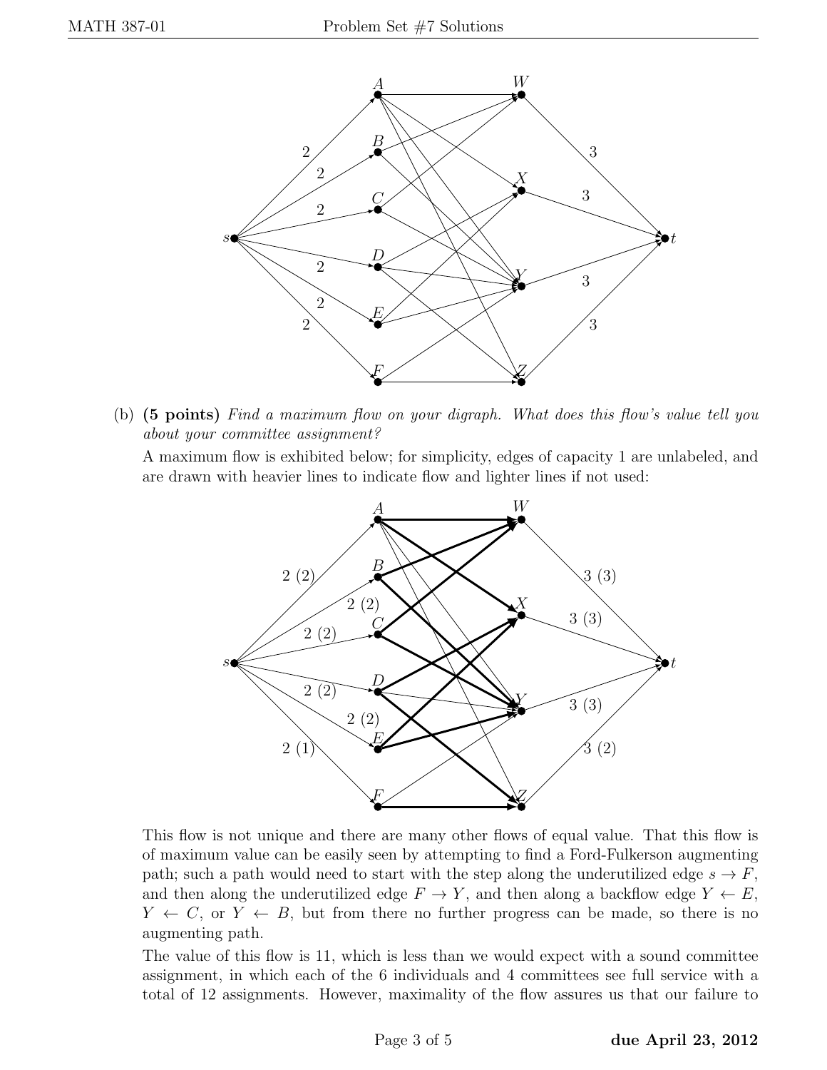(b) **(5 points)** *Find a maximum flow on your digraph. What does this flow's value tell you about your committee assignment?*

A maximum flow is exhibited below; for simplicity, edges of capacity 1 are unlabeled, and are drawn with heavier lines to indicate flow and lighter lines if not used:

This flow is not unique and there are many other flows of equal value. That this flow is of maximum value can be easily seen by attempting to find a Ford-Fulkerson augmenting path; such a path would need to start with the step along the underutilized edge $s \to F$, and then along the underutilized edge $F \to Y$, and then along a backflow edge $Y \leftarrow E$, $Y \leftarrow C$, or $Y \leftarrow B$, but from there no further progress can be made, so there is no augmenting path.

The value of this flow is 11, which is less than we would expect with a sound committee assignment, in which each of the 6 individuals and 4 committees see full service with a total of 12 assignments. However, maximality of the flow assures us that our failure to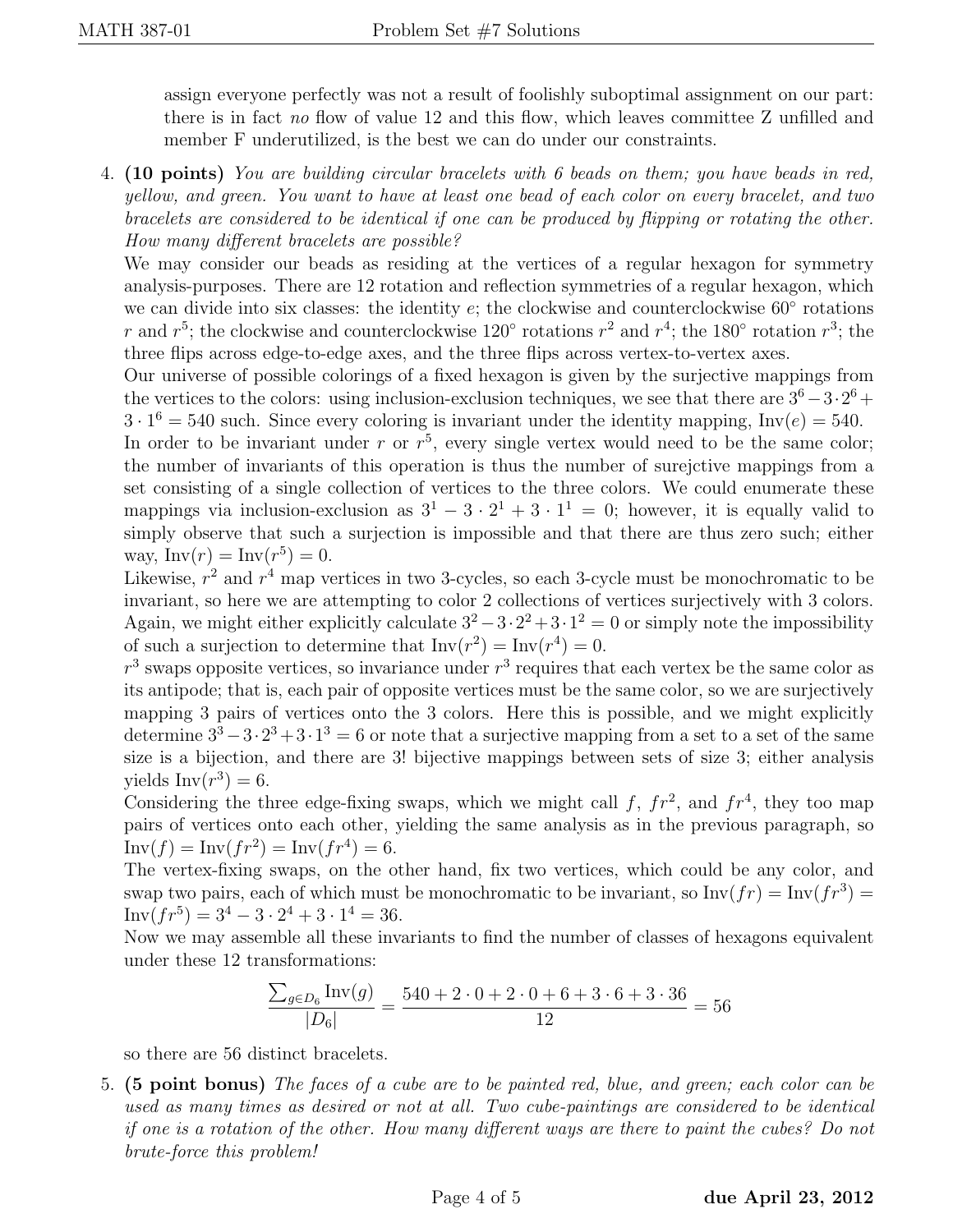assign everyone perfectly was not a result of foolishly suboptimal assignment on our part: there is in fact *no* flow of value 12 and this flow, which leaves committee Z unfilled and member F underutilized, is the best we can do under our constraints.

4. **(10 points)** *You are building circular bracelets with 6 beads on them; you have beads in red, yellow, and green. You want to have at least one bead of each color on every bracelet, and two bracelets are considered to be identical if one can be produced by flipping or rotating the other. How many different bracelets are possible?*

   We may consider our beads as residing at the vertices of a regular hexagon for symmetry analysis-purposes. There are 12 rotation and reflection symmetries of a regular hexagon, which we can divide into six classes: the identity $e$; the clockwise and counterclockwise $60^\circ$ rotations $r$ and $r^5$; the clockwise and counterclockwise $120^\circ$ rotations $r^2$ and $r^4$; the $180^\circ$ rotation $r^3$; the three flips across edge-to-edge axes, and the three flips across vertex-to-vertex axes.

   Our universe of possible colorings of a fixed hexagon is given by the surjective mappings from the vertices to the colors: using inclusion-exclusion techniques, we see that there are $3^6 - 3 \cdot 2^6 + 3 \cdot 1^6 = 540$ such. Since every coloring is invariant under the identity mapping, $\text{Inv}(e) = 540$.

   In order to be invariant under $r$ or $r^5$, every single vertex would need to be the same color; the number of invariants of this operation is thus the number of surejctive mappings from a set consisting of a single collection of vertices to the three colors. We could enumerate these mappings via inclusion-exclusion as $3^1 - 3 \cdot 2^1 + 3 \cdot 1^1 = 0$; however, it is equally valid to simply observe that such a surjection is impossible and that there are thus zero such; either way, $\text{Inv}(r) = \text{Inv}(r^5) = 0$.

   Likewise, $r^2$ and $r^4$ map vertices in two 3-cycles, so each 3-cycle must be monochromatic to be invariant, so here we are attempting to color 2 collections of vertices surjectively with 3 colors. Again, we might either explicitly calculate $3^2 - 3 \cdot 2^2 + 3 \cdot 1^2 = 0$ or simply note the impossibility of such a surjection to determine that $\text{Inv}(r^2) = \text{Inv}(r^4) = 0$.

   $r^3$ swaps opposite vertices, so invariance under $r^3$ requires that each vertex be the same color as its antipode; that is, each pair of opposite vertices must be the same color, so we are surjectively mapping 3 pairs of vertices onto the 3 colors. Here this is possible, and we might explicitly determine $3^3 - 3 \cdot 2^3 + 3 \cdot 1^3 = 6$ or note that a surjective mapping from a set to a set of the same size is a bijection, and there are $3!$ bijective mappings between sets of size 3; either analysis yields $\text{Inv}(r^3) = 6$.

   Considering the three edge-fixing swaps, which we might call $f$, $fr^2$, and $fr^4$, they too map pairs of vertices onto each other, yielding the same analysis as in the previous paragraph, so $\text{Inv}(f) = \text{Inv}(fr^2) = \text{Inv}(fr^4) = 6$.

   The vertex-fixing swaps, on the other hand, fix two vertices, which could be any color, and swap two pairs, each of which must be monochromatic to be invariant, so $\text{Inv}(fr) = \text{Inv}(fr^3) = \text{Inv}(fr^5) = 3^4 - 3 \cdot 2^4 + 3 \cdot 1^4 = 36$.

   Now we may assemble all these invariants to find the number of classes of hexagons equivalent under these 12 transformations:

   $$\frac{\sum_{g \in D_6} \text{Inv}(g)}{|D_6|} = \frac{540 + 2 \cdot 0 + 2 \cdot 0 + 6 + 3 \cdot 6 + 3 \cdot 36}{12} = 56$$

   so there are 56 distinct bracelets.

5. **(5 point bonus)** *The faces of a cube are to be painted red, blue, and green; each color can be used as many times as desired or not at all. Two cube-paintings are considered to be identical if one is a rotation of the other. How many different ways are there to paint the cubes? Do not brute-force this problem!*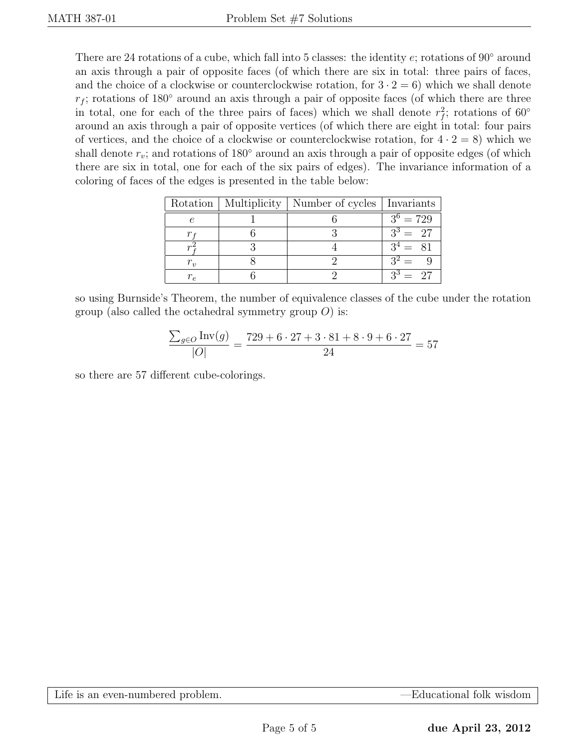There are 24 rotations of a cube, which fall into 5 classes: the identity $e$; rotations of 90° around an axis through a pair of opposite faces (of which there are six in total: three pairs of faces, and the choice of a clockwise or counterclockwise rotation, for $3 \cdot 2 = 6$) which we shall denote $r_f$; rotations of 180° around an axis through a pair of opposite faces (of which there are three in total, one for each of the three pairs of faces) which we shall denote $r_f^2$; rotations of 60° around an axis through a pair of opposite vertices (of which there are eight in total: four pairs of vertices, and the choice of a clockwise or counterclockwise rotation, for $4 \cdot 2 = 8$) which we shall denote $r_v$; and rotations of 180° around an axis through a pair of opposite edges (of which there are six in total, one for each of the six pairs of edges). The invariance information of a coloring of faces of the edges is presented in the table below:

| Rotation | Multiplicity | Number of cycles | Invariants |
|---|---|---|---|
| $e$ | 1 | 6 | $3^6 = 729$ |
| $r_f$ | 6 | 3 | $3^3 = 27$ |
| $r_f^2$ | 3 | 4 | $3^4 = 81$ |
| $r_v$ | 8 | 2 | $3^2 = 9$ |
| $r_e$ | 6 | 2 | $3^3 = 27$ |

so using Burnside's Theorem, the number of equivalence classes of the cube under the rotation group (also called the octahedral symmetry group $O$) is:

$$\frac{\sum_{g \in O} \text{Inv}(g)}{|O|} = \frac{729 + 6 \cdot 27 + 3 \cdot 81 + 8 \cdot 9 + 6 \cdot 27}{24} = 57$$

so there are 57 different cube-colorings.

Life is an even-numbered problem. —Educational folk wisdom